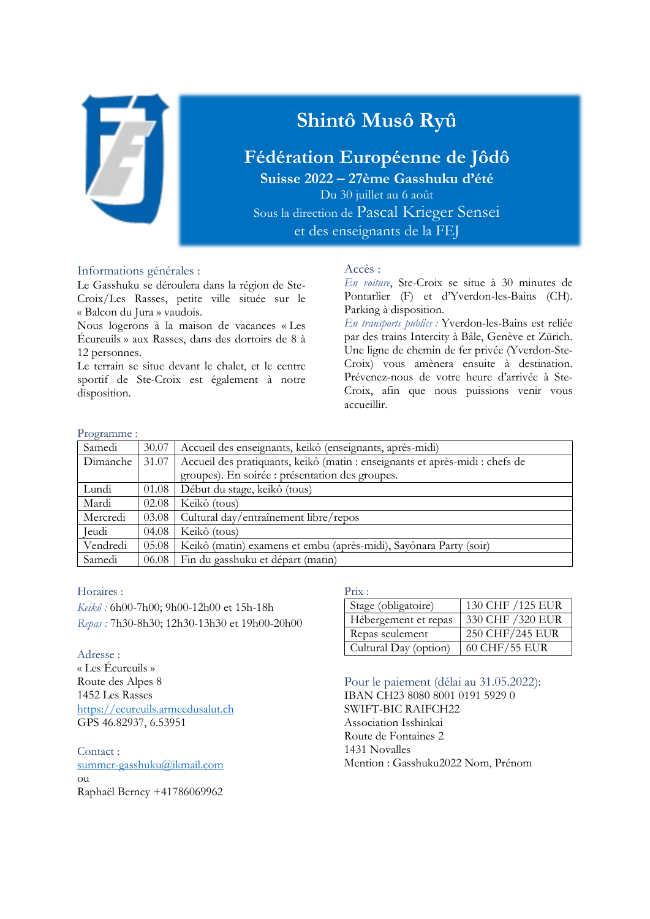# Shintô Musô Ryû

## Fédération Européenne de Jôdô

**Suisse 2022 – 27ème Gasshuku d'été**

Du 30 juillet au 6 août

Sous la direction de Pascal Krieger Sensei

et des enseignants de la FEJ

### Informations générales :

Le Gasshuku se déroulera dans la région de Ste-Croix/Les Rasses, petite ville située sur le « Balcon du Jura » vaudois.

Nous logerons à la maison de vacances « Les Écureuils » aux Rasses, dans des dortoirs de 8 à 12 personnes.

Le terrain se situe devant le chalet, et le centre sportif de Ste-Croix est également à notre disposition.

### Accès :

*En voiture*, Ste-Croix se situe à 30 minutes de Pontarlier (F) et d'Yverdon-les-Bains (CH). Parking à disposition.

*En transports publics :* Yverdon-les-Bains est reliée par des trains Intercity à Bâle, Genève et Zürich. Une ligne de chemin de fer privée (Yverdon-Ste-Croix) vous amènera ensuite à destination. Prévenez-nous de votre heure d'arrivée à Ste-Croix, afin que nous puissions venir vous accueillir.

### Programme :

| | | |
|---|---|---|
| Samedi | 30.07 | Accueil des enseignants, keikô (enseignants, après-midi) |
| Dimanche | 31.07 | Accueil des pratiquants, keikô (matin : enseignants et après-midi : chefs de groupes). En soirée : présentation des groupes. |
| Lundi | 01.08 | Début du stage, keikô (tous) |
| Mardi | 02.08 | Keikô (tous) |
| Mercredi | 03.08 | Cultural day/entraînement libre/repos |
| Jeudi | 04.08 | Keikô (tous) |
| Vendredi | 05.08 | Keikô (matin) examens et embu (après-midi), Sayônara Party (soir) |
| Samedi | 06.08 | Fin du gasshuku et départ (matin) |

### Horaires :

*Keikô :* 6h00-7h00; 9h00-12h00 et 15h-18h

*Repas :* 7h30-8h30; 12h30-13h30 et 19h00-20h00

### Adresse :

« Les Écureuils »
Route des Alpes 8
1452 Les Rasses
https://ecureuils.armeedusalut.ch
GPS 46.82937, 6.53951

### Contact :

summer-gasshuku@ikmail.com
ou
Raphaël Berney +41786069962

### Prix :

| | |
|---|---|
| Stage (obligatoire) | 130 CHF /125 EUR |
| Hébergement et repas | 330 CHF /320 EUR |
| Repas seulement | 250 CHF/245 EUR |
| Cultural Day (option) | 60 CHF/55 EUR |

### Pour le paiement (délai au 31.05.2022):

IBAN CH23 8080 8001 0191 5929 0
SWIFT-BIC RAIFCH22
Association Isshinkai
Route de Fontaines 2
1431 Novalles
Mention : Gasshuku2022 Nom, Prénom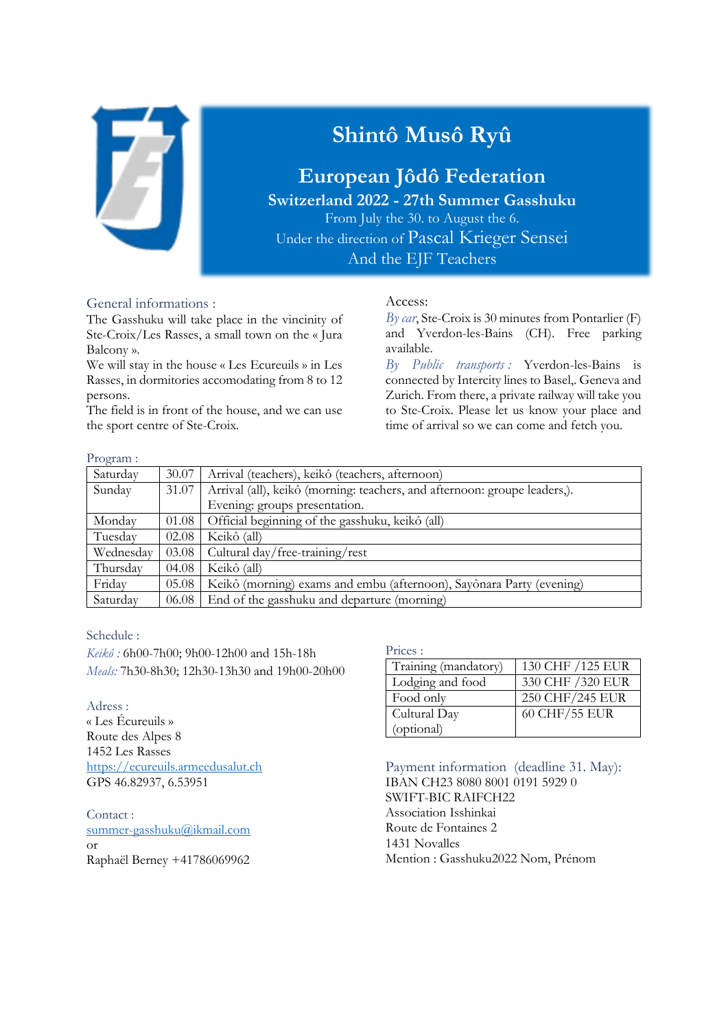# Shintô Musô Ryû

## European Jôdô Federation

### Switzerland 2022 - 27th Summer Gasshuku

From July the 30. to August the 6.

Under the direction of Pascal Krieger Sensei

And the EJF Teachers

General informations :

The Gasshuku will take place in the vincinity of Ste-Croix/Les Rasses, a small town on the « Jura Balcony ».

We will stay in the house « Les Ecureuils » in Les Rasses, in dormitories accomodating from 8 to 12 persons.

The field is in front of the house, and we can use the sport centre of Ste-Croix.

Access:

*By car*, Ste-Croix is 30 minutes from Pontarlier (F) and Yverdon-les-Bains (CH). Free parking available.

*By Public transports :* Yverdon-les-Bains is connected by Intercity lines to Basel,. Geneva and Zurich. From there, a private railway will take you to Ste-Croix. Please let us know your place and time of arrival so we can come and fetch you.

Program :

| | | |
|---|---|---|
| Saturday | 30.07 | Arrival (teachers), keikô (teachers, afternoon) |
| Sunday | 31.07 | Arrival (all), keikô (morning: teachers, and afternoon: groupe leaders,). Evening: groups presentation. |
| Monday | 01.08 | Official beginning of the gasshuku, keikô (all) |
| Tuesday | 02.08 | Keikô (all) |
| Wednesday | 03.08 | Cultural day/free-training/rest |
| Thursday | 04.08 | Keikô (all) |
| Friday | 05.08 | Keikô (morning) exams and embu (afternoon), Sayônara Party (evening) |
| Saturday | 06.08 | End of the gasshuku and departure (morning) |

Schedule :

*Keikô :* 6h00-7h00; 9h00-12h00 and 15h-18h

*Meals:* 7h30-8h30; 12h30-13h30 and 19h00-20h00

Prices :

| | |
|---|---|
| Training (mandatory) | 130 CHF /125 EUR |
| Lodging and food | 330 CHF /320 EUR |
| Food only | 250 CHF/245 EUR |
| Cultural Day (optional) | 60 CHF/55 EUR |

Adress :

« Les Écureuils »
Route des Alpes 8
1452 Les Rasses
https://ecureuils.armeedusalut.ch
GPS 46.82937, 6.53951

Contact :

summer-gasshuku@ikmail.com
or
Raphaël Berney +41786069962

Payment information (deadline 31. May):

IBAN CH23 8080 8001 0191 5929 0
SWIFT-BIC RAIFCH22
Association Isshinkai
Route de Fontaines 2
1431 Novalles
Mention : Gasshuku2022 Nom, Prénom